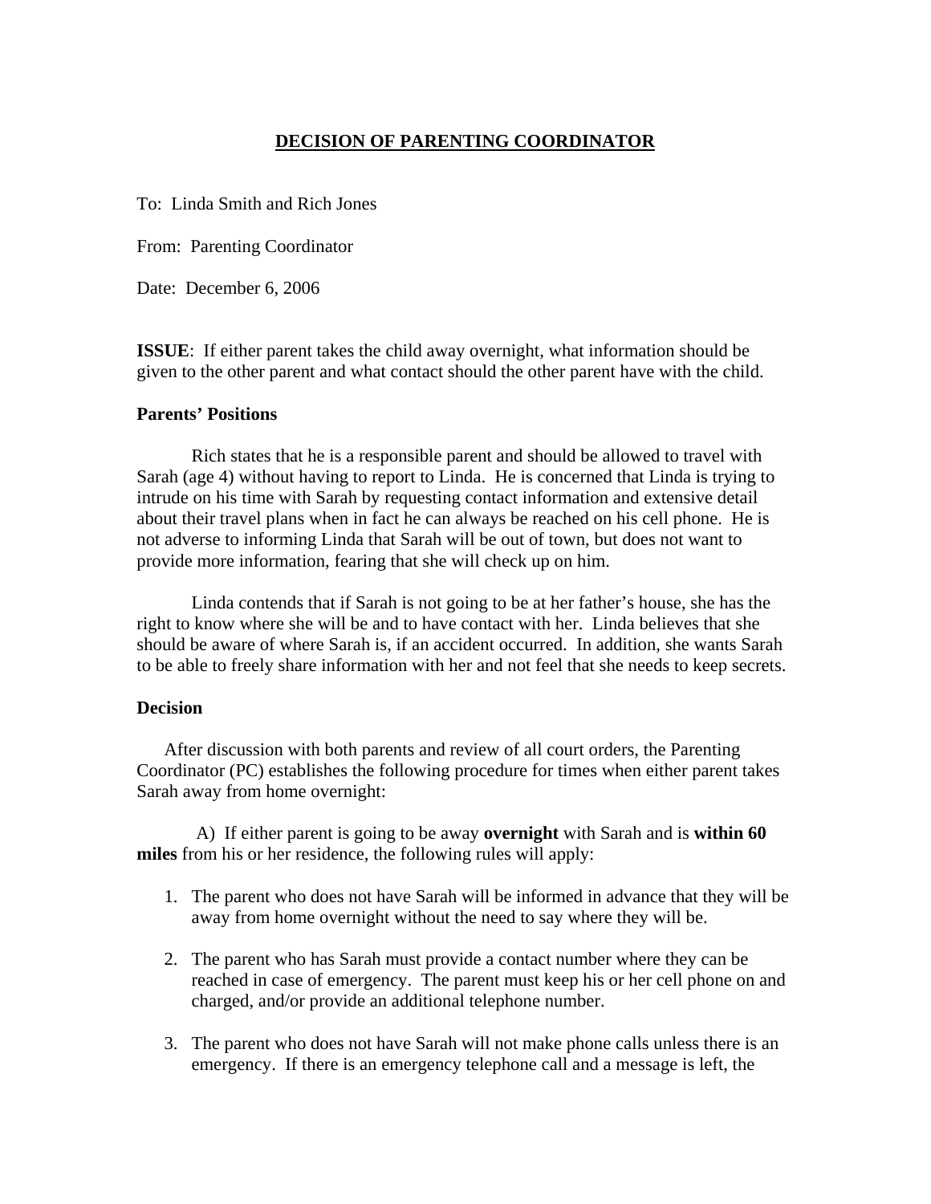# DECISION OF PARENTING COORDINATOR

To: Linda Smith and Rich Jones

From: Parenting Coordinator

Date: December 6, 2006

**ISSUE**: If either parent takes the child away overnight, what information should be given to the other parent and what contact should the other parent have with the child.

**Parents' Positions**

Rich states that he is a responsible parent and should be allowed to travel with Sarah (age 4) without having to report to Linda. He is concerned that Linda is trying to intrude on his time with Sarah by requesting contact information and extensive detail about their travel plans when in fact he can always be reached on his cell phone. He is not adverse to informing Linda that Sarah will be out of town, but does not want to provide more information, fearing that she will check up on him.

Linda contends that if Sarah is not going to be at her father's house, she has the right to know where she will be and to have contact with her. Linda believes that she should be aware of where Sarah is, if an accident occurred. In addition, she wants Sarah to be able to freely share information with her and not feel that she needs to keep secrets.

**Decision**

After discussion with both parents and review of all court orders, the Parenting Coordinator (PC) establishes the following procedure for times when either parent takes Sarah away from home overnight:

A) If either parent is going to be away **overnight** with Sarah and is **within 60 miles** from his or her residence, the following rules will apply:

1. The parent who does not have Sarah will be informed in advance that they will be away from home overnight without the need to say where they will be.
2. The parent who has Sarah must provide a contact number where they can be reached in case of emergency. The parent must keep his or her cell phone on and charged, and/or provide an additional telephone number.
3. The parent who does not have Sarah will not make phone calls unless there is an emergency. If there is an emergency telephone call and a message is left, the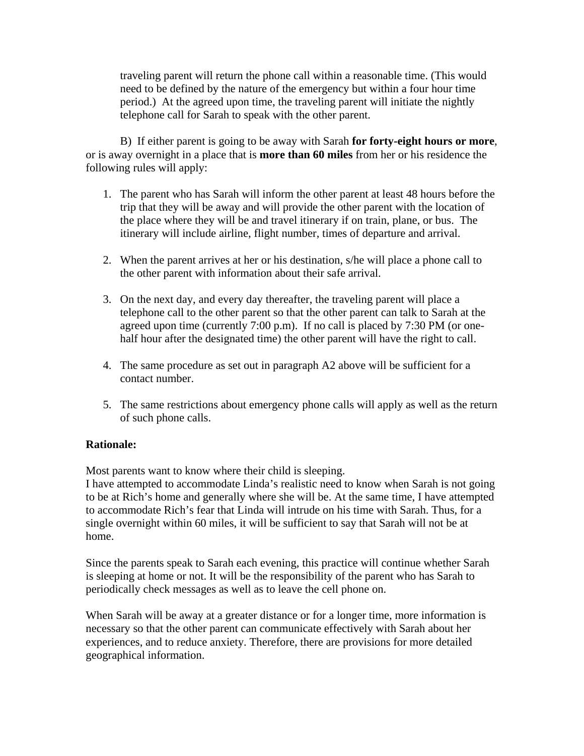traveling parent will return the phone call within a reasonable time. (This would need to be defined by the nature of the emergency but within a four hour time period.) At the agreed upon time, the traveling parent will initiate the nightly telephone call for Sarah to speak with the other parent.

B) If either parent is going to be away with Sarah **for forty-eight hours or more**, or is away overnight in a place that is **more than 60 miles** from her or his residence the following rules will apply:

1. The parent who has Sarah will inform the other parent at least 48 hours before the trip that they will be away and will provide the other parent with the location of the place where they will be and travel itinerary if on train, plane, or bus. The itinerary will include airline, flight number, times of departure and arrival.

2. When the parent arrives at her or his destination, s/he will place a phone call to the other parent with information about their safe arrival.

3. On the next day, and every day thereafter, the traveling parent will place a telephone call to the other parent so that the other parent can talk to Sarah at the agreed upon time (currently 7:00 p.m). If no call is placed by 7:30 PM (or one-half hour after the designated time) the other parent will have the right to call.

4. The same procedure as set out in paragraph A2 above will be sufficient for a contact number.

5. The same restrictions about emergency phone calls will apply as well as the return of such phone calls.

**Rationale:**

Most parents want to know where their child is sleeping.
I have attempted to accommodate Linda's realistic need to know when Sarah is not going to be at Rich's home and generally where she will be. At the same time, I have attempted to accommodate Rich's fear that Linda will intrude on his time with Sarah. Thus, for a single overnight within 60 miles, it will be sufficient to say that Sarah will not be at home.

Since the parents speak to Sarah each evening, this practice will continue whether Sarah is sleeping at home or not. It will be the responsibility of the parent who has Sarah to periodically check messages as well as to leave the cell phone on.

When Sarah will be away at a greater distance or for a longer time, more information is necessary so that the other parent can communicate effectively with Sarah about her experiences, and to reduce anxiety. Therefore, there are provisions for more detailed geographical information.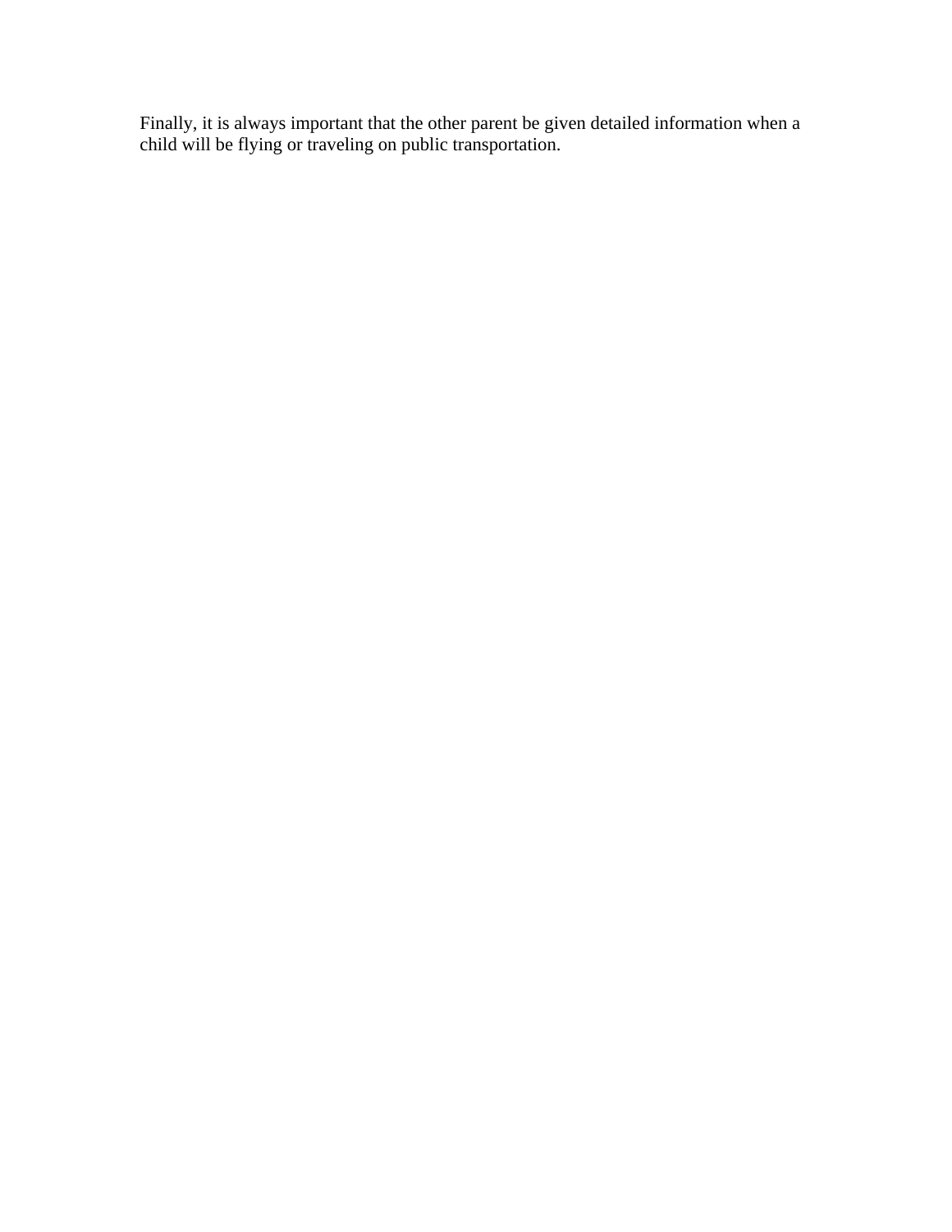Finally, it is always important that the other parent be given detailed information when a child will be flying or traveling on public transportation.